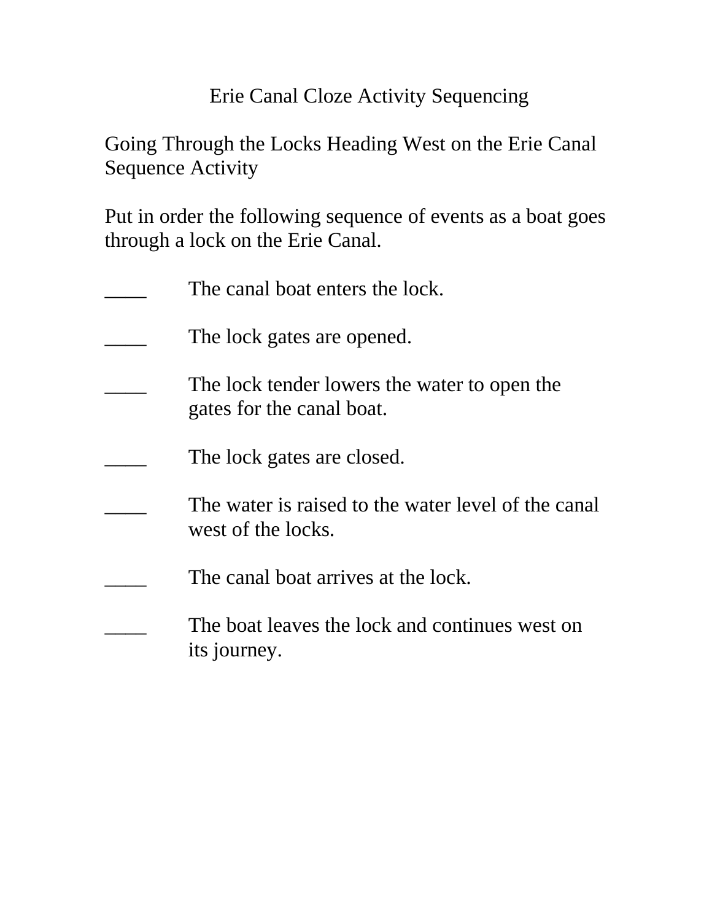# Erie Canal Cloze Activity Sequencing

Going Through the Locks Heading West on the Erie Canal Sequence Activity

Put in order the following sequence of events as a boat goes through a lock on the Erie Canal.

____ The canal boat enters the lock.

____ The lock gates are opened.

____ The lock tender lowers the water to open the gates for the canal boat.

____ The lock gates are closed.

____ The water is raised to the water level of the canal west of the locks.

____ The canal boat arrives at the lock.

____ The boat leaves the lock and continues west on its journey.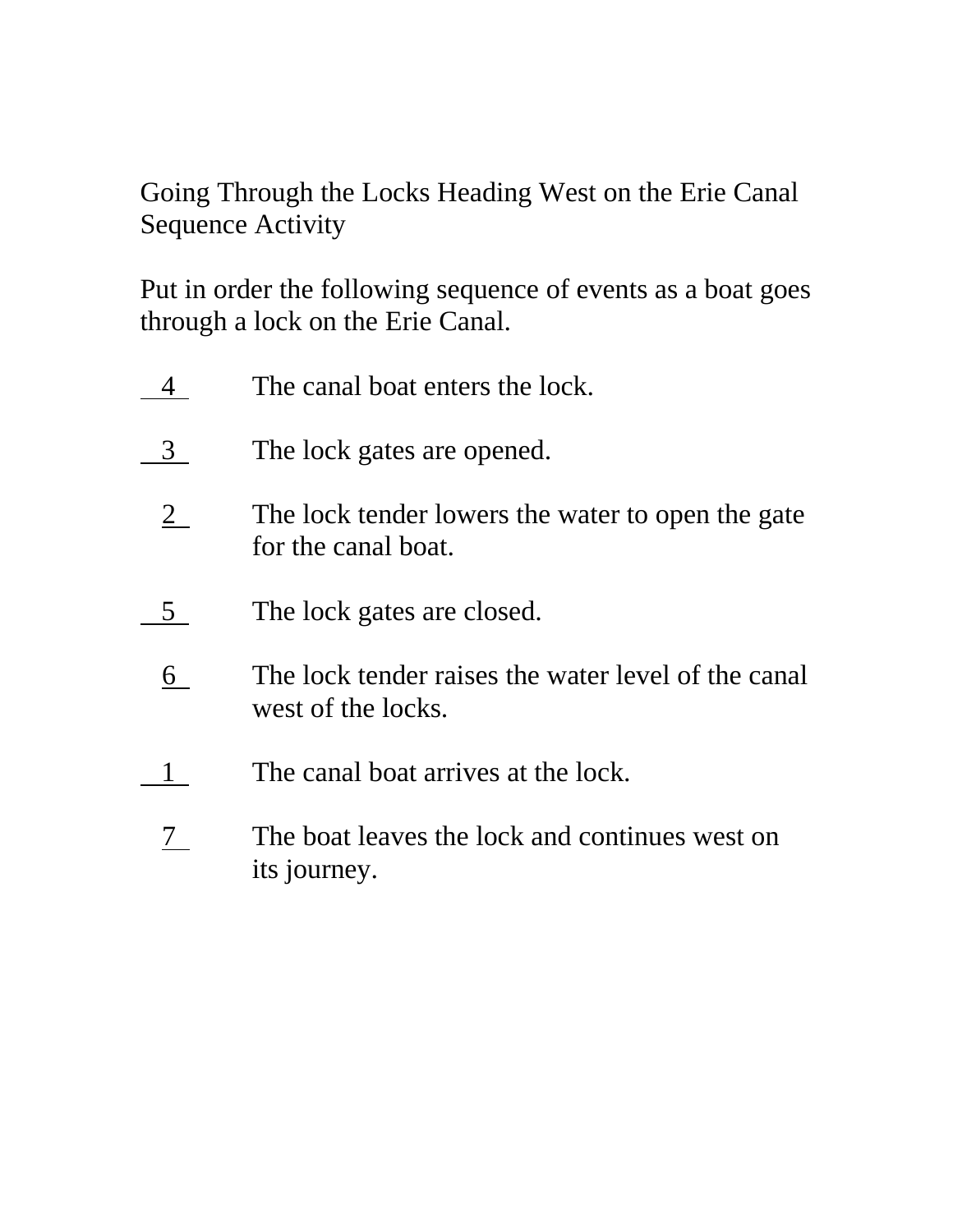Going Through the Locks Heading West on the Erie Canal
Sequence Activity

Put in order the following sequence of events as a boat goes through a lock on the Erie Canal.

4 The canal boat enters the lock.

3 The lock gates are opened.

2 The lock tender lowers the water to open the gate for the canal boat.

5 The lock gates are closed.

6 The lock tender raises the water level of the canal west of the locks.

1 The canal boat arrives at the lock.

7 The boat leaves the lock and continues west on its journey.